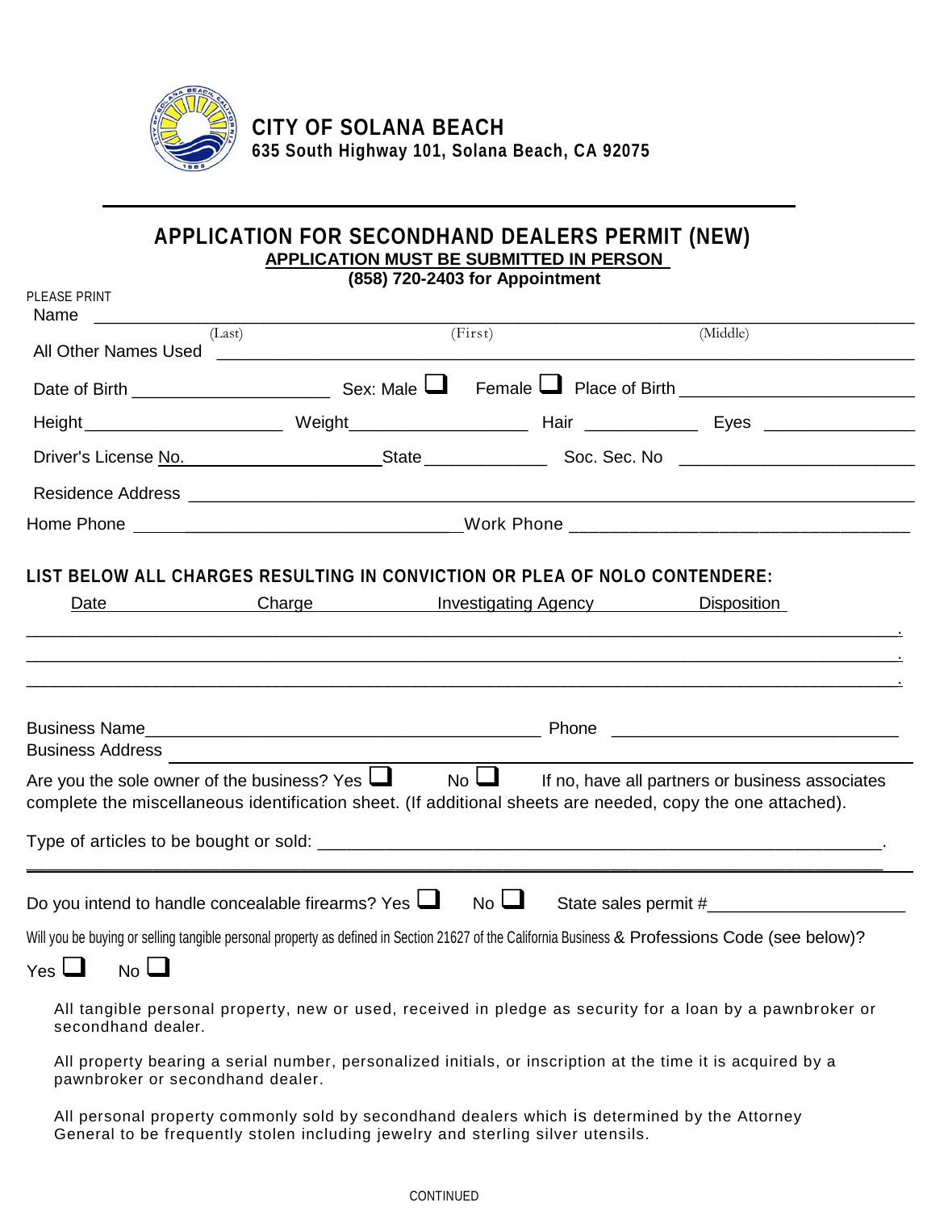**CITY OF SOLANA BEACH**
**635 South Highway 101, Solana Beach, CA 92075**

---

## APPLICATION FOR SECONDHAND DEALERS PERMIT (NEW)

**APPLICATION MUST BE SUBMITTED IN PERSON**
**(858) 720-2403 for Appointment**

PLEASE PRINT

Name ______________________________________________________________
(Last) (First) (Middle)

All Other Names Used ______________________________________________________________

Date of Birth ____________________ Sex: Male ☐ Female ☐ Place of Birth ______________________

Height____________________ Weight__________________ Hair ___________ Eyes ______________

Driver's License No. ____________________ State ____________ Soc. Sec. No ______________________

Residence Address ______________________________________________________________

Home Phone ______________________________ Work Phone ______________________________

### LIST BELOW ALL CHARGES RESULTING IN CONVICTION OR PLEA OF NOLO CONTENDERE:

| Date | Charge | Investigating Agency | Disposition |
|---|---|---|---|
| | | | |
| | | | |
| | | | |

Business Name________________________________________ Phone ______________________________

Business Address ______________________________________________________________

Are you the sole owner of the business? Yes ☐ No ☐ If no, have all partners or business associates complete the miscellaneous identification sheet. (If additional sheets are needed, copy the one attached).

Type of articles to be bought or sold: ______________________________________________________.

______________________________________________________________

Do you intend to handle concealable firearms? Yes ☐ No ☐ State sales permit #____________________

Will you be buying or selling tangible personal property as defined in Section 21627 of the California Business & Professions Code (see below)?

Yes ☐ No ☐

All tangible personal property, new or used, received in pledge as security for a loan by a pawnbroker or secondhand dealer.

All property bearing a serial number, personalized initials, or inscription at the time it is acquired by a pawnbroker or secondhand dealer.

All personal property commonly sold by secondhand dealers which is determined by the Attorney General to be frequently stolen including jewelry and sterling silver utensils.

CONTINUED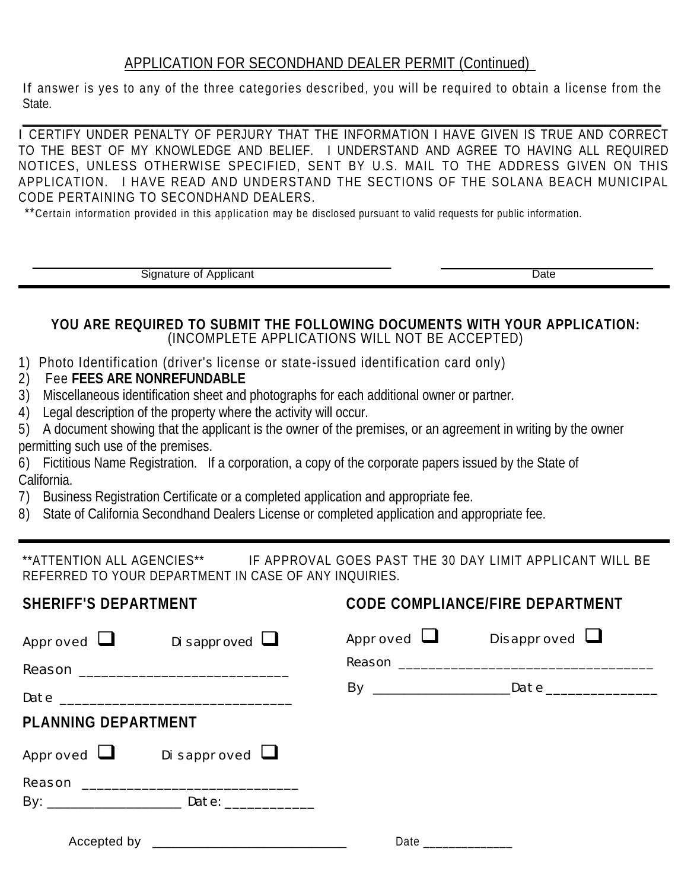## APPLICATION FOR SECONDHAND DEALER PERMIT (Continued)

If answer is yes to any of the three categories described, you will be required to obtain a license from the State.

---

I CERTIFY UNDER PENALTY OF PERJURY THAT THE INFORMATION I HAVE GIVEN IS TRUE AND CORRECT TO THE BEST OF MY KNOWLEDGE AND BELIEF. I UNDERSTAND AND AGREE TO HAVING ALL REQUIRED NOTICES, UNLESS OTHERWISE SPECIFIED, SENT BY U.S. MAIL TO THE ADDRESS GIVEN ON THIS APPLICATION. I HAVE READ AND UNDERSTAND THE SECTIONS OF THE SOLANA BEACH MUNICIPAL CODE PERTAINING TO SECONDHAND DEALERS.

**Certain information provided in this application may be disclosed pursuant to valid requests for public information.

_______________________________________ Signature of Applicant

_______________________ Date

---

**YOU ARE REQUIRED TO SUBMIT THE FOLLOWING DOCUMENTS WITH YOUR APPLICATION:**
(INCOMPLETE APPLICATIONS WILL NOT BE ACCEPTED)

1) Photo Identification (driver's license or state-issued identification card only)
2) Fee **FEES ARE NONREFUNDABLE**
3) Miscellaneous identification sheet and photographs for each additional owner or partner.
4) Legal description of the property where the activity will occur.
5) A document showing that the applicant is the owner of the premises, or an agreement in writing by the owner permitting such use of the premises.
6) Fictitious Name Registration. If a corporation, a copy of the corporate papers issued by the State of California.
7) Business Registration Certificate or a completed application and appropriate fee.
8) State of California Secondhand Dealers License or completed application and appropriate fee.

---

**ATTENTION ALL AGENCIES** IF APPROVAL GOES PAST THE 30 DAY LIMIT APPLICANT WILL BE REFERRED TO YOUR DEPARTMENT IN CASE OF ANY INQUIRIES.

### SHERIFF'S DEPARTMENT

Approved ☐ Disapproved ☐

Reason ____________________________

Date ______________________________

### CODE COMPLIANCE/FIRE DEPARTMENT

Approved ☐ Disapproved ☐

Reason ____________________________

By ____________________ Date _______________

### PLANNING DEPARTMENT

Approved ☐ Disapproved ☐

Reason ____________________________

By: ____________________ Date: ____________

Accepted by ____________________________ Date ______________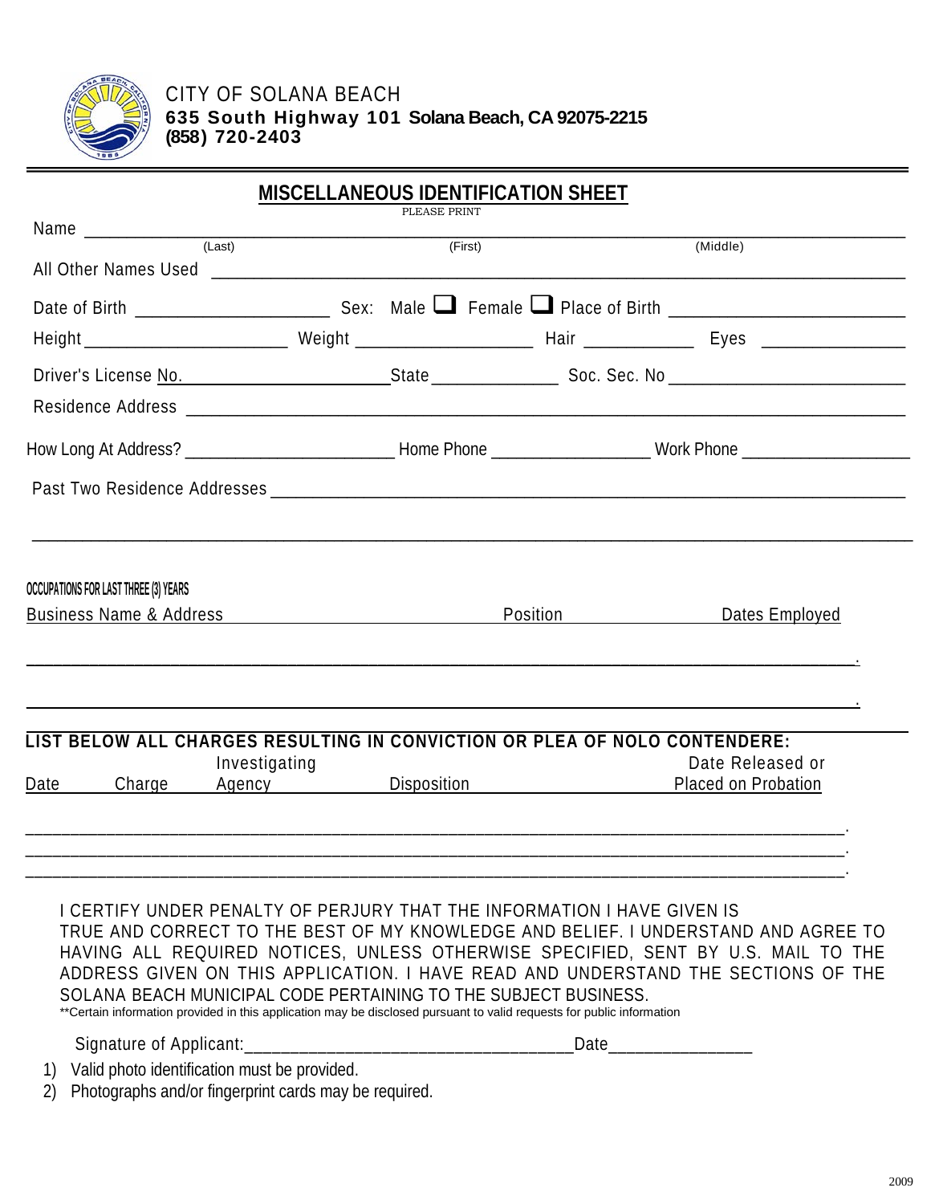CITY OF SOLANA BEACH
**635 South Highway 101 Solana Beach, CA 92075-2215**
**(858) 720-2403**

## MISCELLANEOUS IDENTIFICATION SHEET

PLEASE PRINT

Name ______________________________________________________________________
(Last) (First) (Middle)

All Other Names Used ______________________________________________________________

Date of Birth ____________________ Sex: Male ☐ Female ☐ Place of Birth ________________________

Height ____________________ Weight __________________ Hair ___________ Eyes _______________

Driver's License No. ____________________ State _____________ Soc. Sec. No ________________________

Residence Address __________________________________________________________________

How Long At Address? ____________________ Home Phone ________________ Work Phone _________________

Past Two Residence Addresses ________________________________________________________

______________________________________________________________________________

**OCCUPATIONS FOR LAST THREE (3) YEARS**

| Business Name & Address | Position | Dates Employed |
|---|---|---|
| | | |
| | | |

**LIST BELOW ALL CHARGES RESULTING IN CONVICTION OR PLEA OF NOLO CONTENDERE:**

| Date | Charge | Investigating Agency | Disposition | Date Released or Placed on Probation |
|---|---|---|---|---|
| | | | | |
| | | | | |
| | | | | |

I CERTIFY UNDER PENALTY OF PERJURY THAT THE INFORMATION I HAVE GIVEN IS TRUE AND CORRECT TO THE BEST OF MY KNOWLEDGE AND BELIEF. I UNDERSTAND AND AGREE TO HAVING ALL REQUIRED NOTICES, UNLESS OTHERWISE SPECIFIED, SENT BY U.S. MAIL TO THE ADDRESS GIVEN ON THIS APPLICATION. I HAVE READ AND UNDERSTAND THE SECTIONS OF THE SOLANA BEACH MUNICIPAL CODE PERTAINING TO THE SUBJECT BUSINESS.

**Certain information provided in this application may be disclosed pursuant to valid requests for public information

Signature of Applicant:___________________________________Date_______________

1) Valid photo identification must be provided.
2) Photographs and/or fingerprint cards may be required.

2009